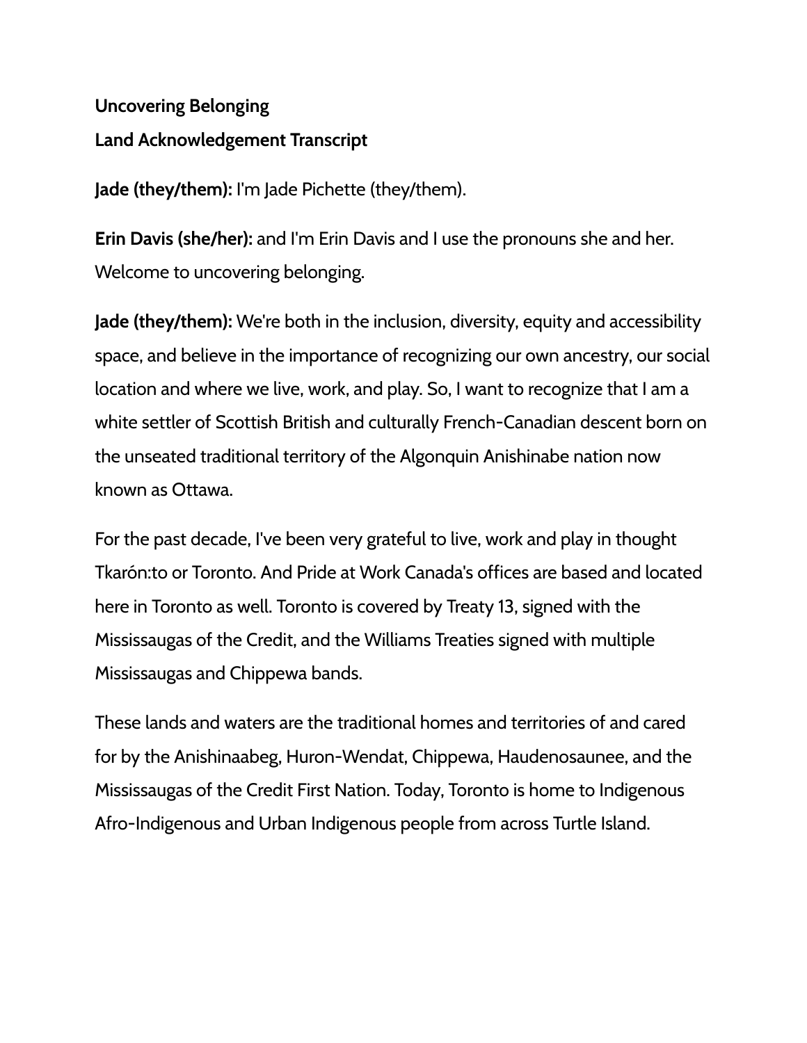**Uncovering Belonging**

**Land Acknowledgement Transcript**

**Jade (they/them):** I'm Jade Pichette (they/them).

**Erin Davis (she/her):** and I'm Erin Davis and I use the pronouns she and her. Welcome to uncovering belonging.

**Jade (they/them):** We're both in the inclusion, diversity, equity and accessibility space, and believe in the importance of recognizing our own ancestry, our social location and where we live, work, and play. So, I want to recognize that I am a white settler of Scottish British and culturally French-Canadian descent born on the unseated traditional territory of the Algonquin Anishinabe nation now known as Ottawa.

For the past decade, I've been very grateful to live, work and play in thought Tkarón:to or Toronto. And Pride at Work Canada's offices are based and located here in Toronto as well. Toronto is covered by Treaty 13, signed with the Mississaugas of the Credit, and the Williams Treaties signed with multiple Mississaugas and Chippewa bands.

These lands and waters are the traditional homes and territories of and cared for by the Anishinaabeg, Huron-Wendat, Chippewa, Haudenosaunee, and the Mississaugas of the Credit First Nation. Today, Toronto is home to Indigenous Afro-Indigenous and Urban Indigenous people from across Turtle Island.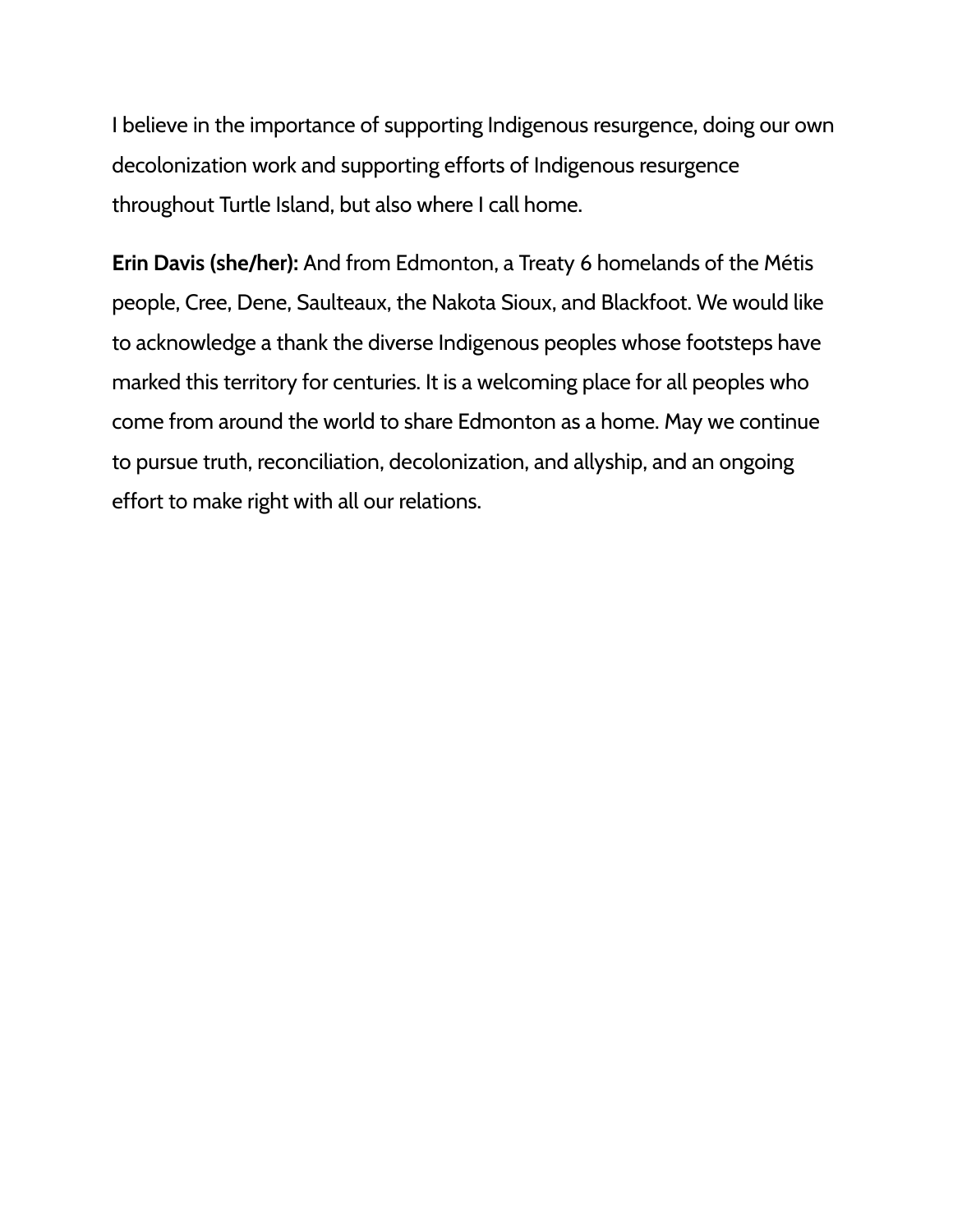I believe in the importance of supporting Indigenous resurgence, doing our own decolonization work and supporting efforts of Indigenous resurgence throughout Turtle Island, but also where I call home.

**Erin Davis (she/her):** And from Edmonton, a Treaty 6 homelands of the Métis people, Cree, Dene, Saulteaux, the Nakota Sioux, and Blackfoot. We would like to acknowledge a thank the diverse Indigenous peoples whose footsteps have marked this territory for centuries. It is a welcoming place for all peoples who come from around the world to share Edmonton as a home. May we continue to pursue truth, reconciliation, decolonization, and allyship, and an ongoing effort to make right with all our relations.